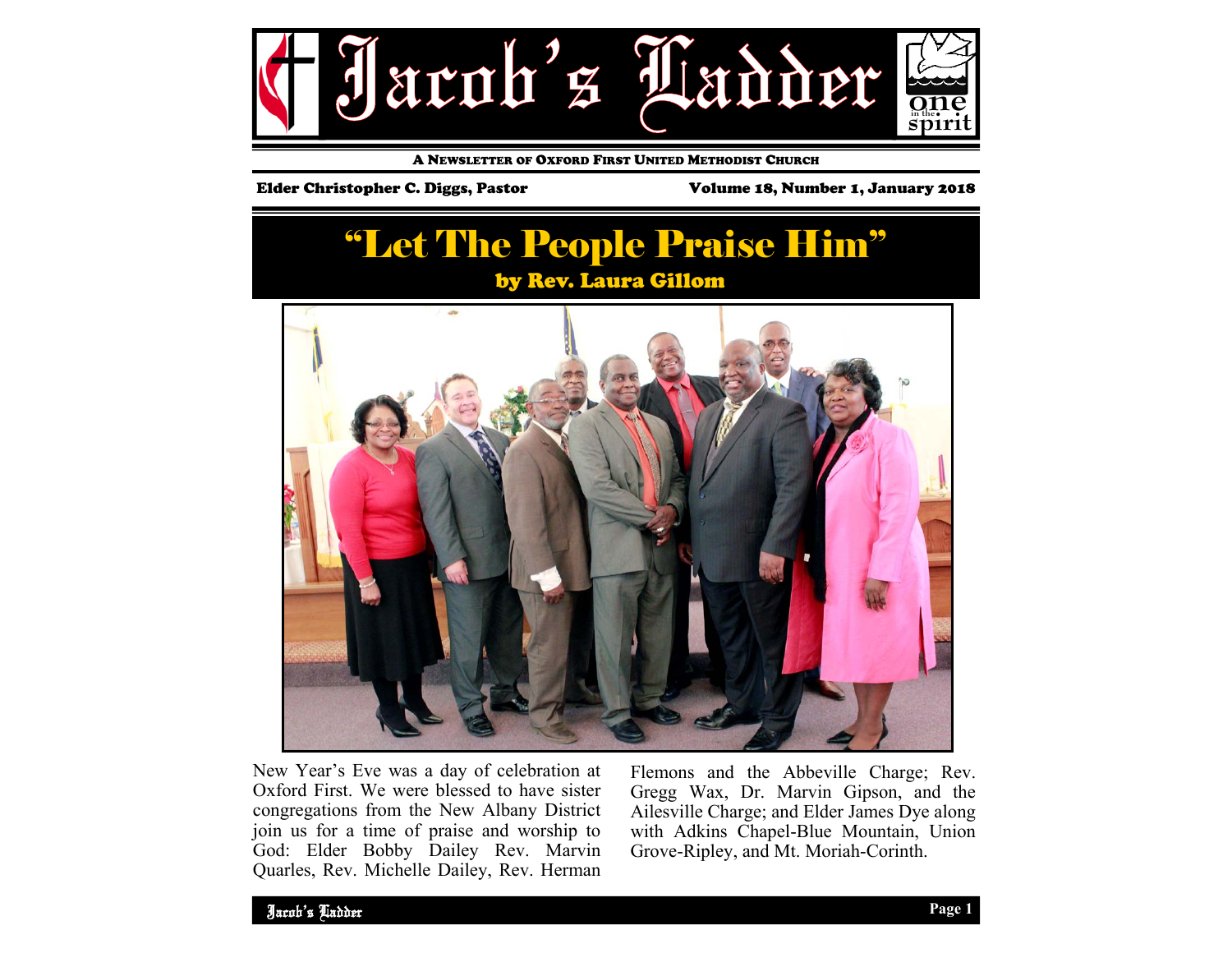# Jacob's Ladder

A NEWSLETTER OF OXFORD FIRST UNITED METHODIST CHURCH

**Elder Christopher C. Diggs, Pastor** | **Volume 18, Number 1, January 2018**

## "Let The People Praise Him"

### by Rev. Laura Gillom

New Year's Eve was a day of celebration at Oxford First. We were blessed to have sister congregations from the New Albany District join us for a time of praise and worship to God: Elder Bobby Dailey Rev. Marvin Quarles, Rev. Michelle Dailey, Rev. Herman Flemons and the Abbeville Charge; Rev. Gregg Wax, Dr. Marvin Gipson, and the Ailesville Charge; and Elder James Dye along with Adkins Chapel-Blue Mountain, Union Grove-Ripley, and Mt. Moriah-Corinth.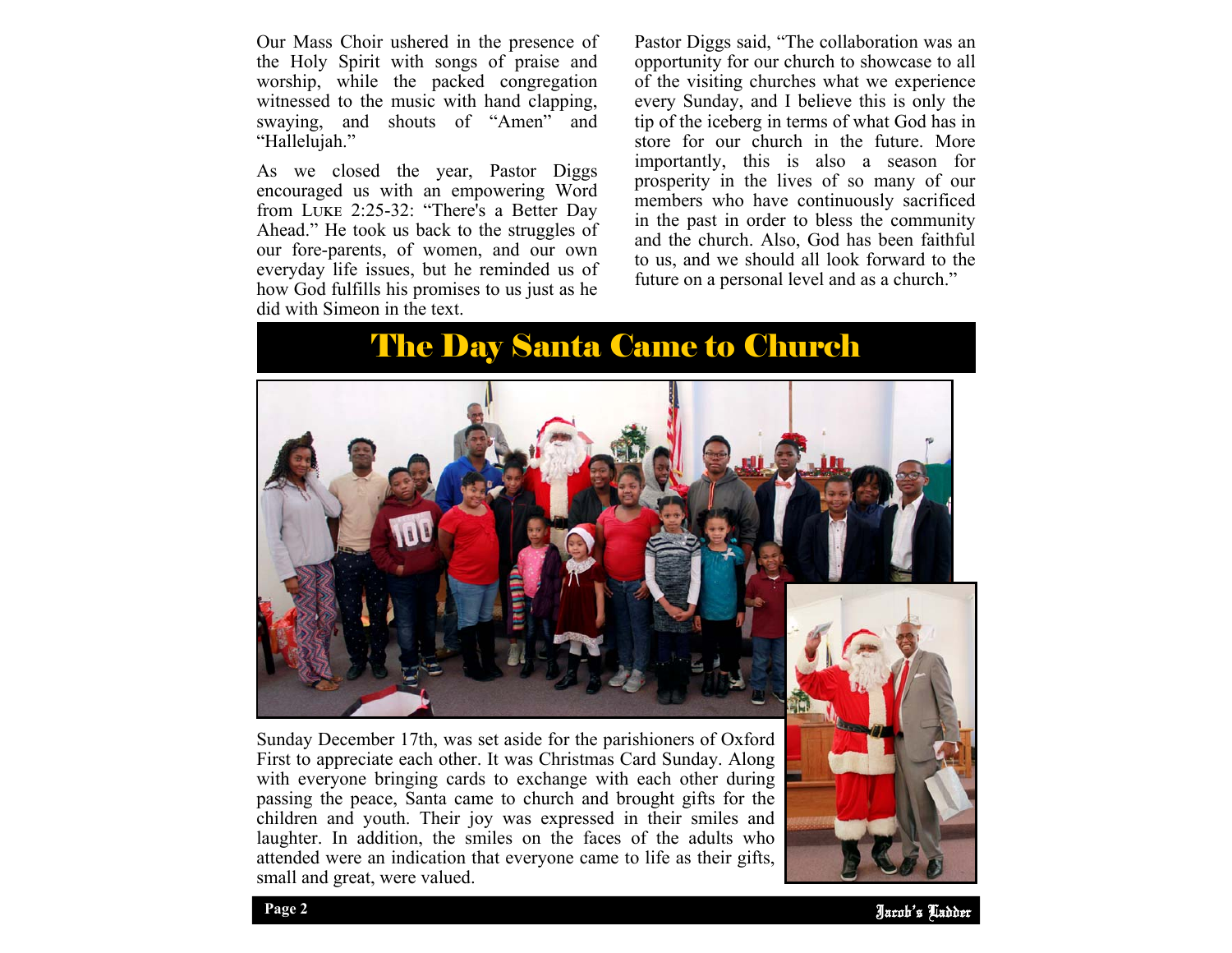Our Mass Choir ushered in the presence of the Holy Spirit with songs of praise and worship, while the packed congregation witnessed to the music with hand clapping, swaying, and shouts of "Amen" and "Hallelujah."

As we closed the year, Pastor Diggs encouraged us with an empowering Word from LUKE 2:25-32: "There's a Better Day Ahead." He took us back to the struggles of our fore-parents, of women, and our own everyday life issues, but he reminded us of how God fulfills his promises to us just as he did with Simeon in the text.

Pastor Diggs said, "The collaboration was an opportunity for our church to showcase to all of the visiting churches what we experience every Sunday, and I believe this is only the tip of the iceberg in terms of what God has in store for our church in the future. More importantly, this is also a season for prosperity in the lives of so many of our members who have continuously sacrificed in the past in order to bless the community and the church. Also, God has been faithful to us, and we should all look forward to the future on a personal level and as a church."

# The Day Santa Came to Church

Sunday December 17th, was set aside for the parishioners of Oxford First to appreciate each other. It was Christmas Card Sunday. Along with everyone bringing cards to exchange with each other during passing the peace, Santa came to church and brought gifts for the children and youth. Their joy was expressed in their smiles and laughter. In addition, the smiles on the faces of the adults who attended were an indication that everyone came to life as their gifts, small and great, were valued.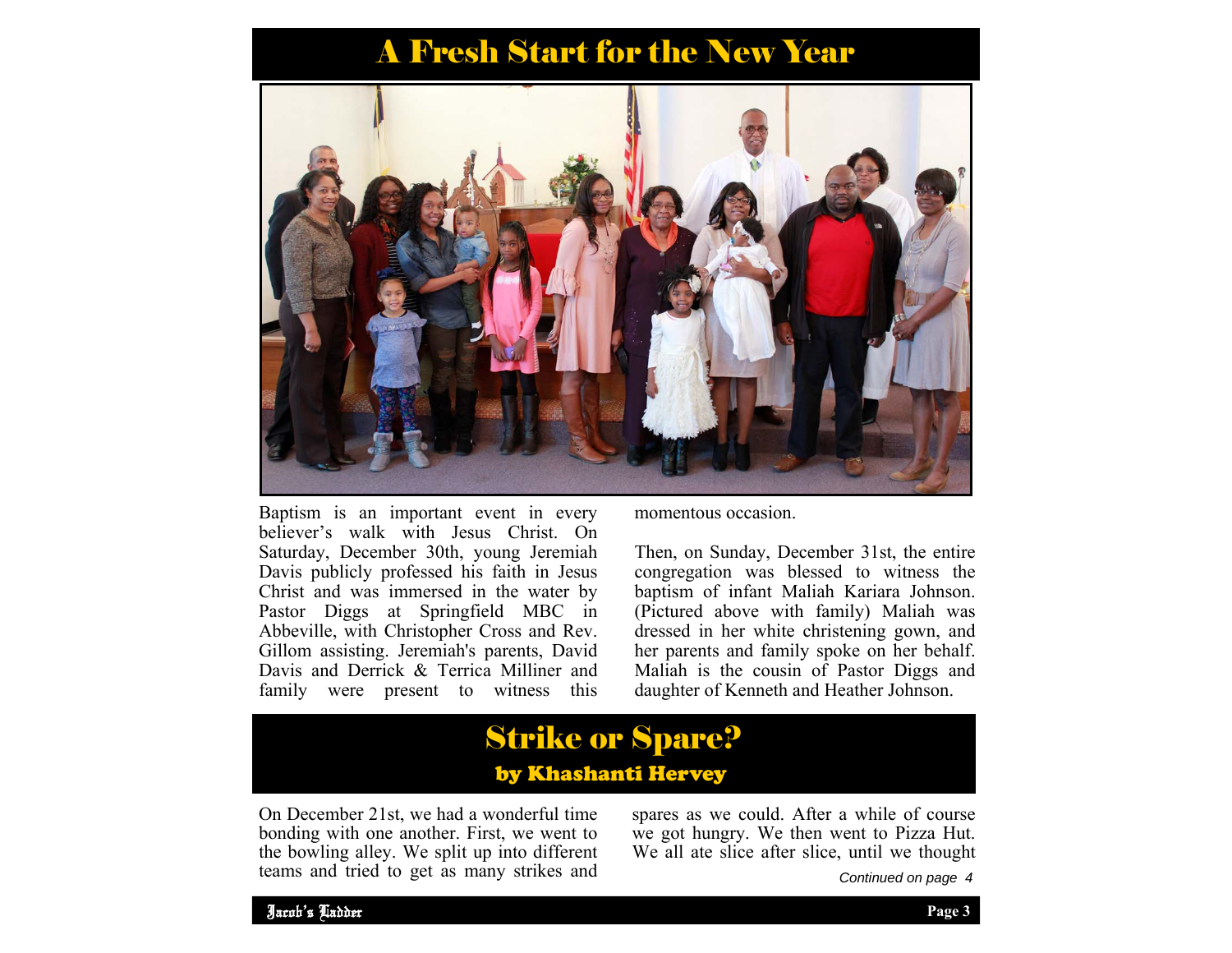# A Fresh Start for the New Year

Baptism is an important event in every believer's walk with Jesus Christ. On Saturday, December 30th, young Jeremiah Davis publicly professed his faith in Jesus Christ and was immersed in the water by Pastor Diggs at Springfield MBC in Abbeville, with Christopher Cross and Rev. Gillom assisting. Jeremiah's parents, David Davis and Derrick & Terrica Milliner and family were present to witness this momentous occasion.

Then, on Sunday, December 31st, the entire congregation was blessed to witness the baptism of infant Maliah Kariara Johnson. (Pictured above with family) Maliah was dressed in her white christening gown, and her parents and family spoke on her behalf. Maliah is the cousin of Pastor Diggs and daughter of Kenneth and Heather Johnson.

# Strike or Spare?

## by Khashanti Hervey

On December 21st, we had a wonderful time bonding with one another. First, we went to the bowling alley. We split up into different teams and tried to get as many strikes and spares as we could. After a while of course we got hungry. We then went to Pizza Hut. We all ate slice after slice, until we thought

*Continued on page 4*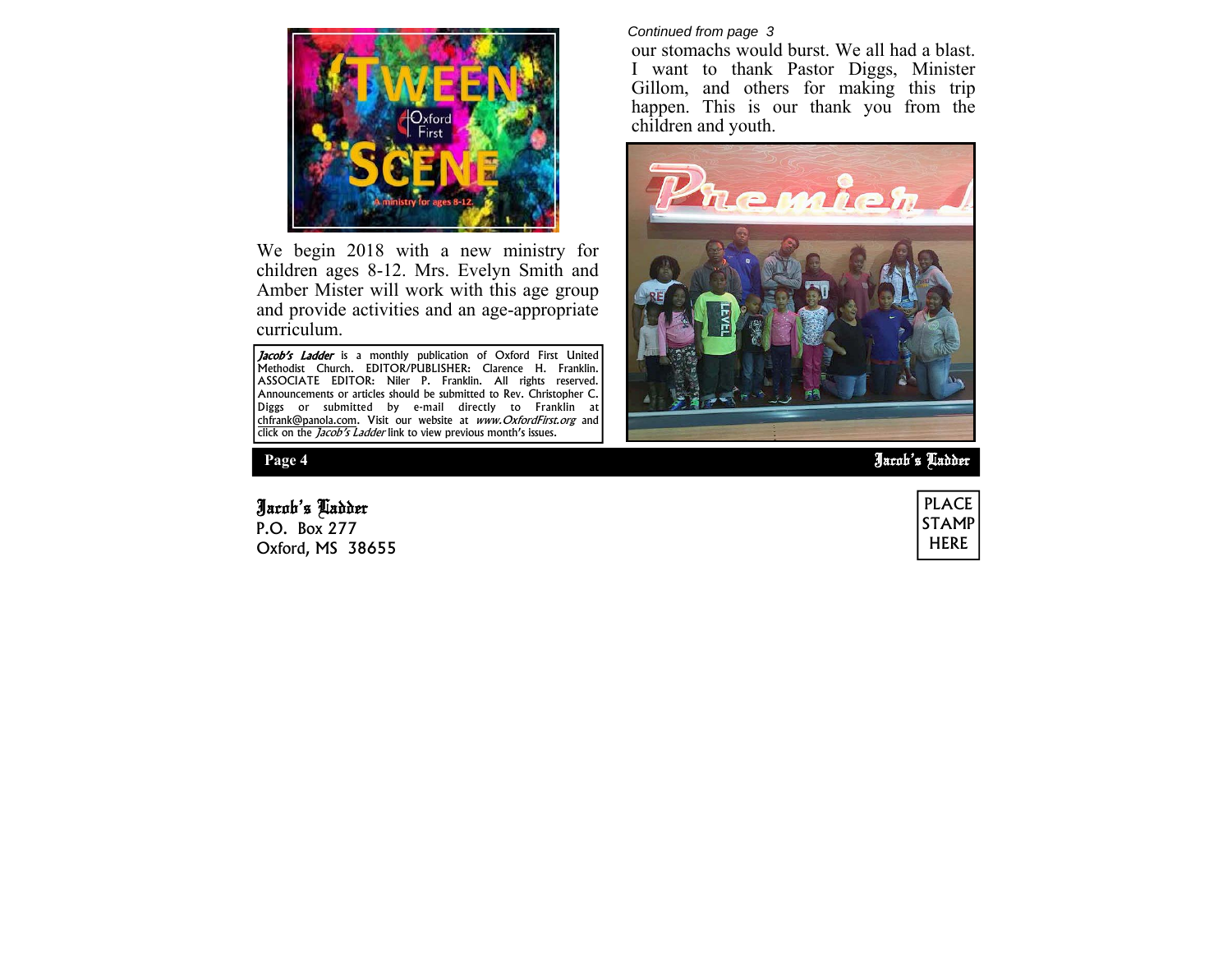We begin 2018 with a new ministry for children ages 8-12. Mrs. Evelyn Smith and Amber Mister will work with this age group and provide activities and an age-appropriate curriculum.

*Jacob's Ladder* is a monthly publication of Oxford First United Methodist Church. EDITOR/PUBLISHER: Clarence H. Franklin. ASSOCIATE EDITOR: Niler P. Franklin. All rights reserved. Announcements or articles should be submitted to Rev. Christopher C. Diggs or submitted by e-mail directly to Franklin at chfrank@panola.com. Visit our website at *www.OxfordFirst.org* and click on the *Jacob's Ladder* link to view previous month's issues.

*Continued from page 3*

our stomachs would burst. We all had a blast. I want to thank Pastor Diggs, Minister Gillom, and others for making this trip happen. This is our thank you from the children and youth.

Jacob's Ladder
P.O. Box 277
Oxford, MS 38655

PLACE STAMP HERE